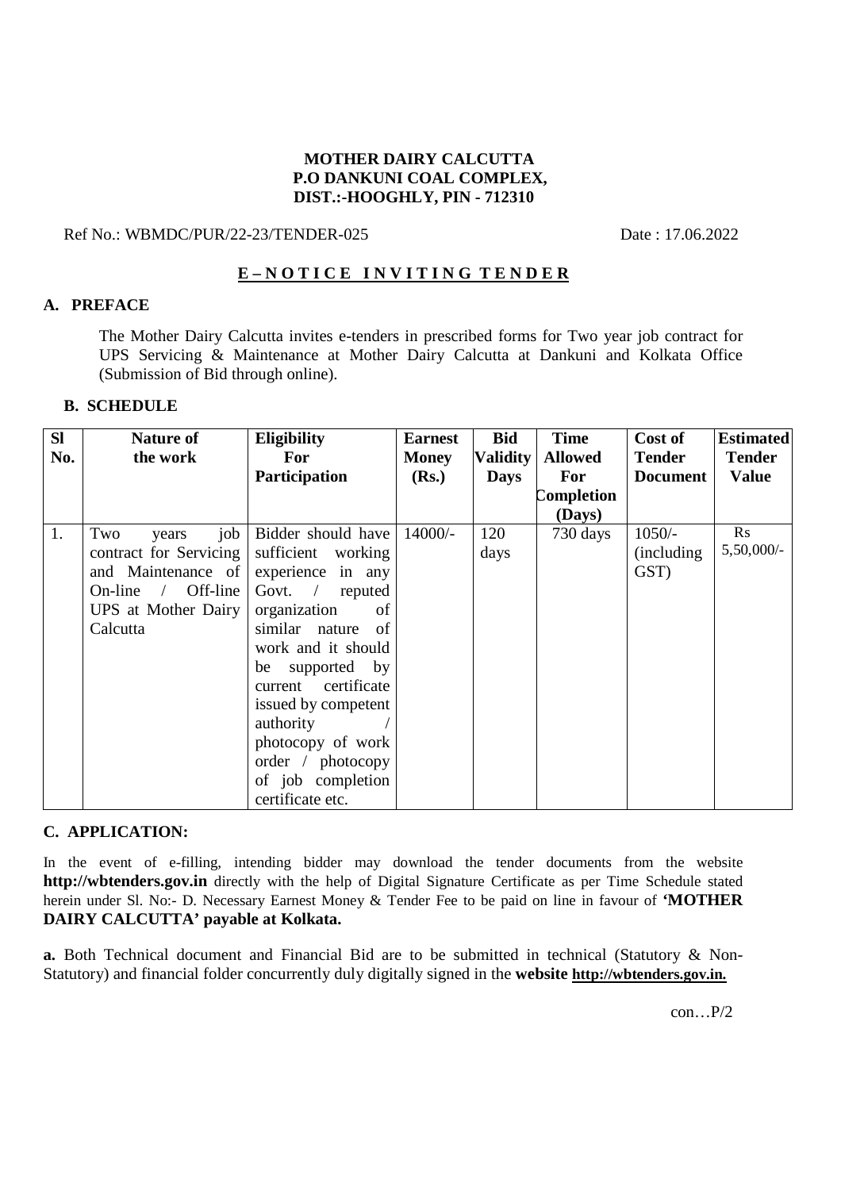**MOTHER DAIRY CALCUTTA**
**P.O DANKUNI COAL COMPLEX,**
**DIST.:-HOOGHLY, PIN - 712310**

Ref No.: WBMDC/PUR/22-23/TENDER-025 Date : 17.06.2022

## E – N O T I C E  I N V I T I N G  T E N D E R

### A. PREFACE

The Mother Dairy Calcutta invites e-tenders in prescribed forms for Two year job contract for UPS Servicing & Maintenance at Mother Dairy Calcutta at Dankuni and Kolkata Office (Submission of Bid through online).

### B. SCHEDULE

| Sl No. | Nature of the work | Eligibility For Participation | Earnest Money (Rs.) | Bid Validity Days | Time Allowed For Completion (Days) | Cost of Tender Document | Estimated Tender Value |
|---|---|---|---|---|---|---|---|
| 1. | Two years job contract for Servicing and Maintenance of On-line / Off-line UPS at Mother Dairy Calcutta | Bidder should have sufficient working experience in any Govt. / reputed organization of similar nature of work and it should be supported by current certificate issued by competent authority / photocopy of work order / photocopy of job completion certificate etc. | 14000/- | 120 days | 730 days | 1050/- (including GST) | Rs 5,50,000/- |

### C. APPLICATION:

In the event of e-filling, intending bidder may download the tender documents from the website **http://wbtenders.gov.in** directly with the help of Digital Signature Certificate as per Time Schedule stated herein under Sl. No:- D. Necessary Earnest Money & Tender Fee to be paid on line in favour of **'MOTHER DAIRY CALCUTTA' payable at Kolkata.**

**a.** Both Technical document and Financial Bid are to be submitted in technical (Statutory & Non-Statutory) and financial folder concurrently duly digitally signed in the **website http://wbtenders.gov.in.**

con…P/2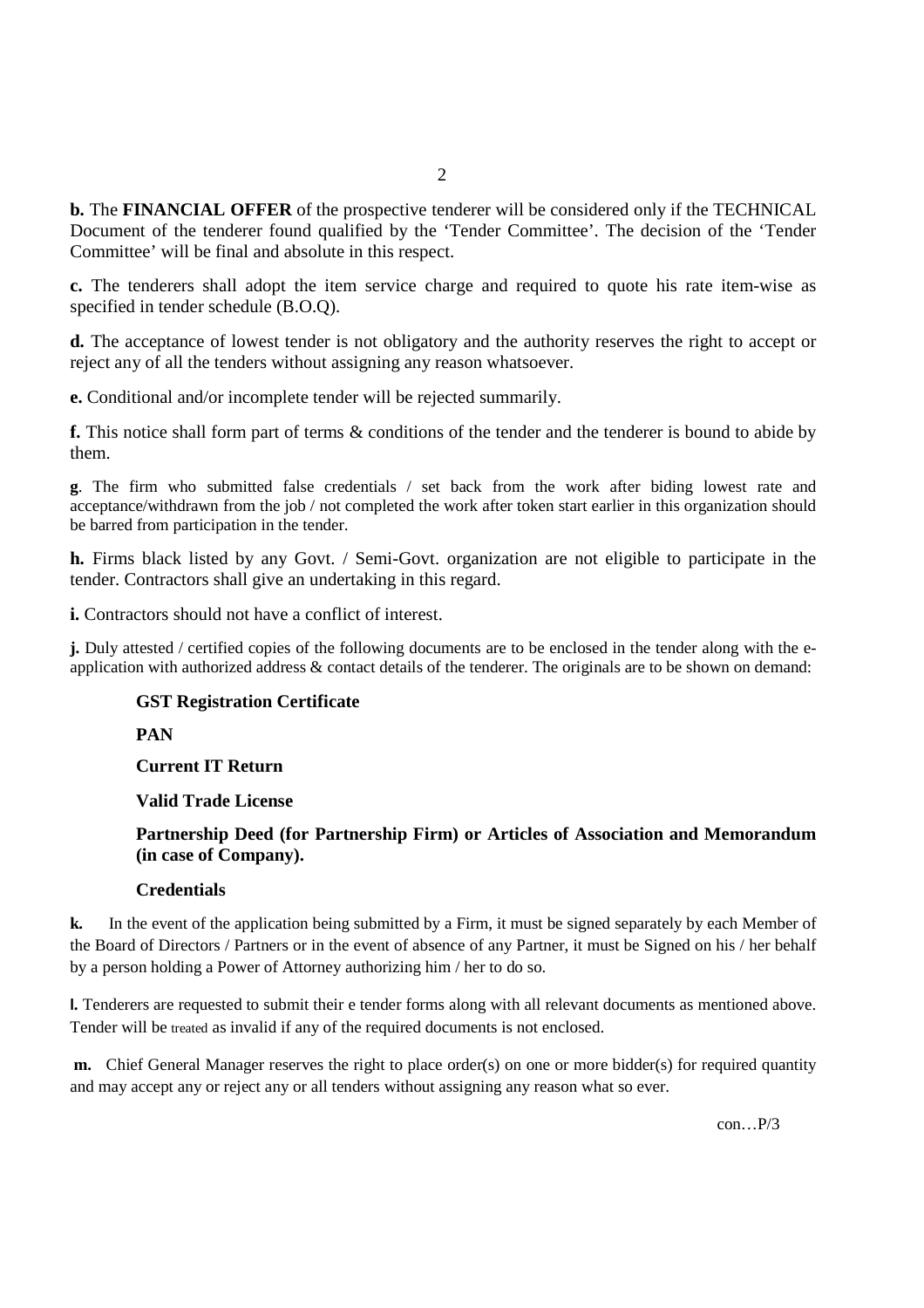**b.** The **FINANCIAL OFFER** of the prospective tenderer will be considered only if the TECHNICAL Document of the tenderer found qualified by the 'Tender Committee'. The decision of the 'Tender Committee' will be final and absolute in this respect.

**c.** The tenderers shall adopt the item service charge and required to quote his rate item-wise as specified in tender schedule (B.O.Q).

**d.** The acceptance of lowest tender is not obligatory and the authority reserves the right to accept or reject any of all the tenders without assigning any reason whatsoever.

**e.** Conditional and/or incomplete tender will be rejected summarily.

**f.** This notice shall form part of terms & conditions of the tender and the tenderer is bound to abide by them.

**g**. The firm who submitted false credentials / set back from the work after biding lowest rate and acceptance/withdrawn from the job / not completed the work after token start earlier in this organization should be barred from participation in the tender.

**h.** Firms black listed by any Govt. / Semi-Govt. organization are not eligible to participate in the tender. Contractors shall give an undertaking in this regard.

**i.** Contractors should not have a conflict of interest.

**j.** Duly attested / certified copies of the following documents are to be enclosed in the tender along with the e-application with authorized address & contact details of the tenderer. The originals are to be shown on demand:

**GST Registration Certificate**

**PAN**

**Current IT Return**

**Valid Trade License**

**Partnership Deed (for Partnership Firm) or Articles of Association and Memorandum (in case of Company).**

**Credentials**

**k.** In the event of the application being submitted by a Firm, it must be signed separately by each Member of the Board of Directors / Partners or in the event of absence of any Partner, it must be Signed on his / her behalf by a person holding a Power of Attorney authorizing him / her to do so.

**l.** Tenderers are requested to submit their e tender forms along with all relevant documents as mentioned above. Tender will be treated as invalid if any of the required documents is not enclosed.

**m.** Chief General Manager reserves the right to place order(s) on one or more bidder(s) for required quantity and may accept any or reject any or all tenders without assigning any reason what so ever.

con…P/3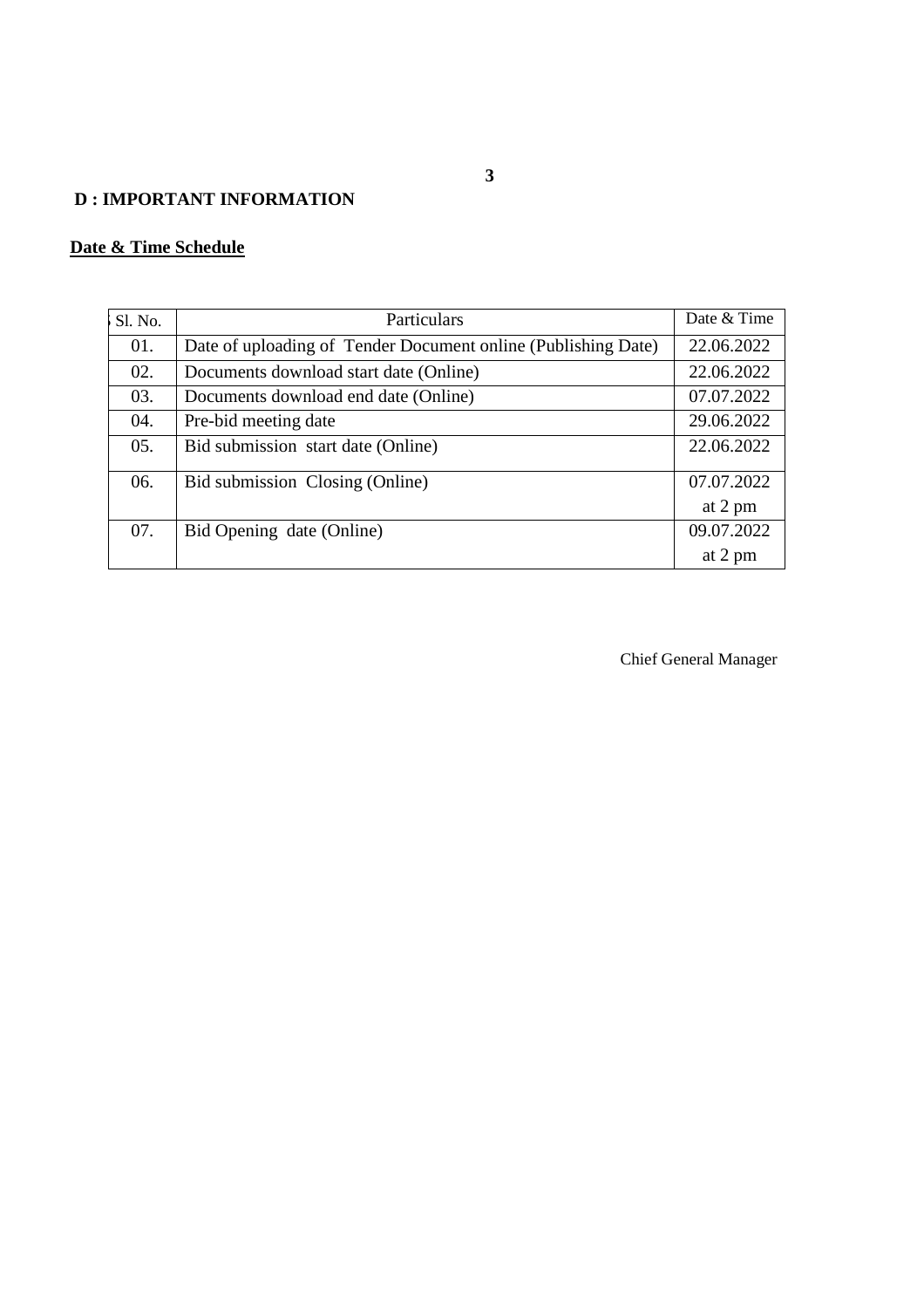**D : IMPORTANT INFORMATION**

**Date & Time Schedule**

| Sl. No. | Particulars | Date & Time |
|---|---|---|
| 01. | Date of uploading of Tender Document online (Publishing Date) | 22.06.2022 |
| 02. | Documents download start date (Online) | 22.06.2022 |
| 03. | Documents download end date (Online) | 07.07.2022 |
| 04. | Pre-bid meeting date | 29.06.2022 |
| 05. | Bid submission start date (Online) | 22.06.2022 |
| 06. | Bid submission Closing (Online) | 07.07.2022 at 2 pm |
| 07. | Bid Opening date (Online) | 09.07.2022 at 2 pm |

Chief General Manager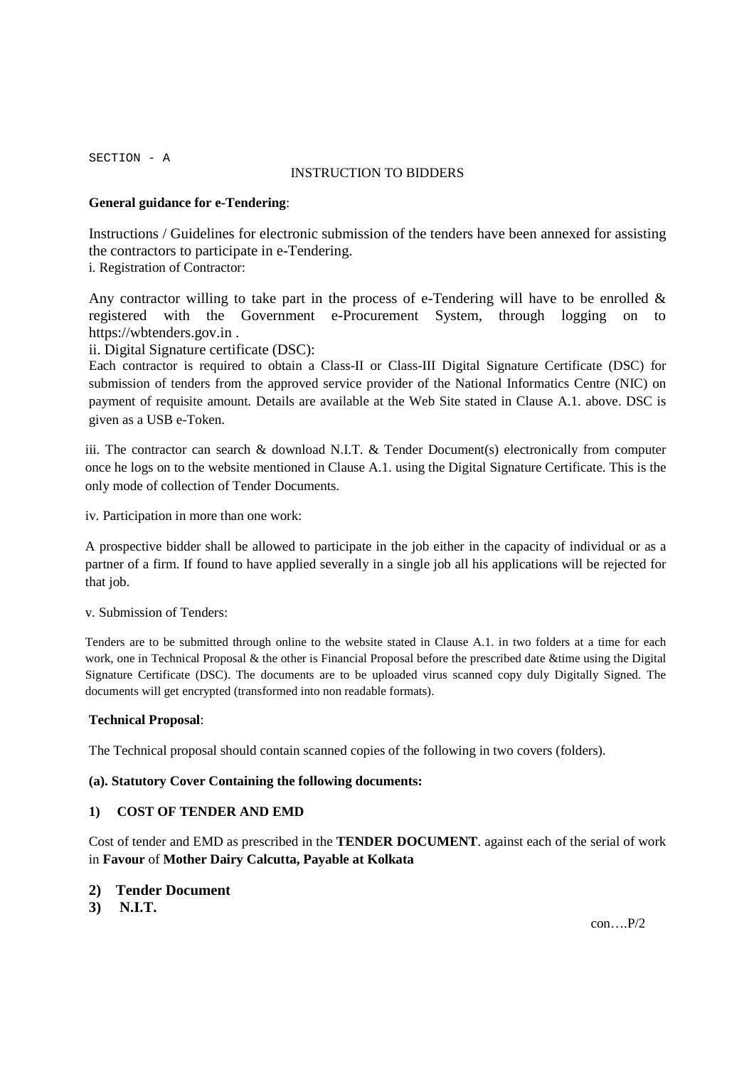SECTION - A

INSTRUCTION TO BIDDERS

**General guidance for e-Tendering**:

Instructions / Guidelines for electronic submission of the tenders have been annexed for assisting the contractors to participate in e-Tendering.

i. Registration of Contractor:

Any contractor willing to take part in the process of e-Tendering will have to be enrolled & registered with the Government e-Procurement System, through logging on to https://wbtenders.gov.in .

ii. Digital Signature certificate (DSC):

Each contractor is required to obtain a Class-II or Class-III Digital Signature Certificate (DSC) for submission of tenders from the approved service provider of the National Informatics Centre (NIC) on payment of requisite amount. Details are available at the Web Site stated in Clause A.1. above. DSC is given as a USB e-Token.

iii. The contractor can search & download N.I.T. & Tender Document(s) electronically from computer once he logs on to the website mentioned in Clause A.1. using the Digital Signature Certificate. This is the only mode of collection of Tender Documents.

iv. Participation in more than one work:

A prospective bidder shall be allowed to participate in the job either in the capacity of individual or as a partner of a firm. If found to have applied severally in a single job all his applications will be rejected for that job.

v. Submission of Tenders:

Tenders are to be submitted through online to the website stated in Clause A.1. in two folders at a time for each work, one in Technical Proposal & the other is Financial Proposal before the prescribed date &time using the Digital Signature Certificate (DSC). The documents are to be uploaded virus scanned copy duly Digitally Signed. The documents will get encrypted (transformed into non readable formats).

**Technical Proposal**:

The Technical proposal should contain scanned copies of the following in two covers (folders).

**(a). Statutory Cover Containing the following documents:**

**1) COST OF TENDER AND EMD**

Cost of tender and EMD as prescribed in the **TENDER DOCUMENT**. against each of the serial of work in **Favour** of **Mother Dairy Calcutta, Payable at Kolkata**

**2) Tender Document**

**3) N.I.T.**

con….P/2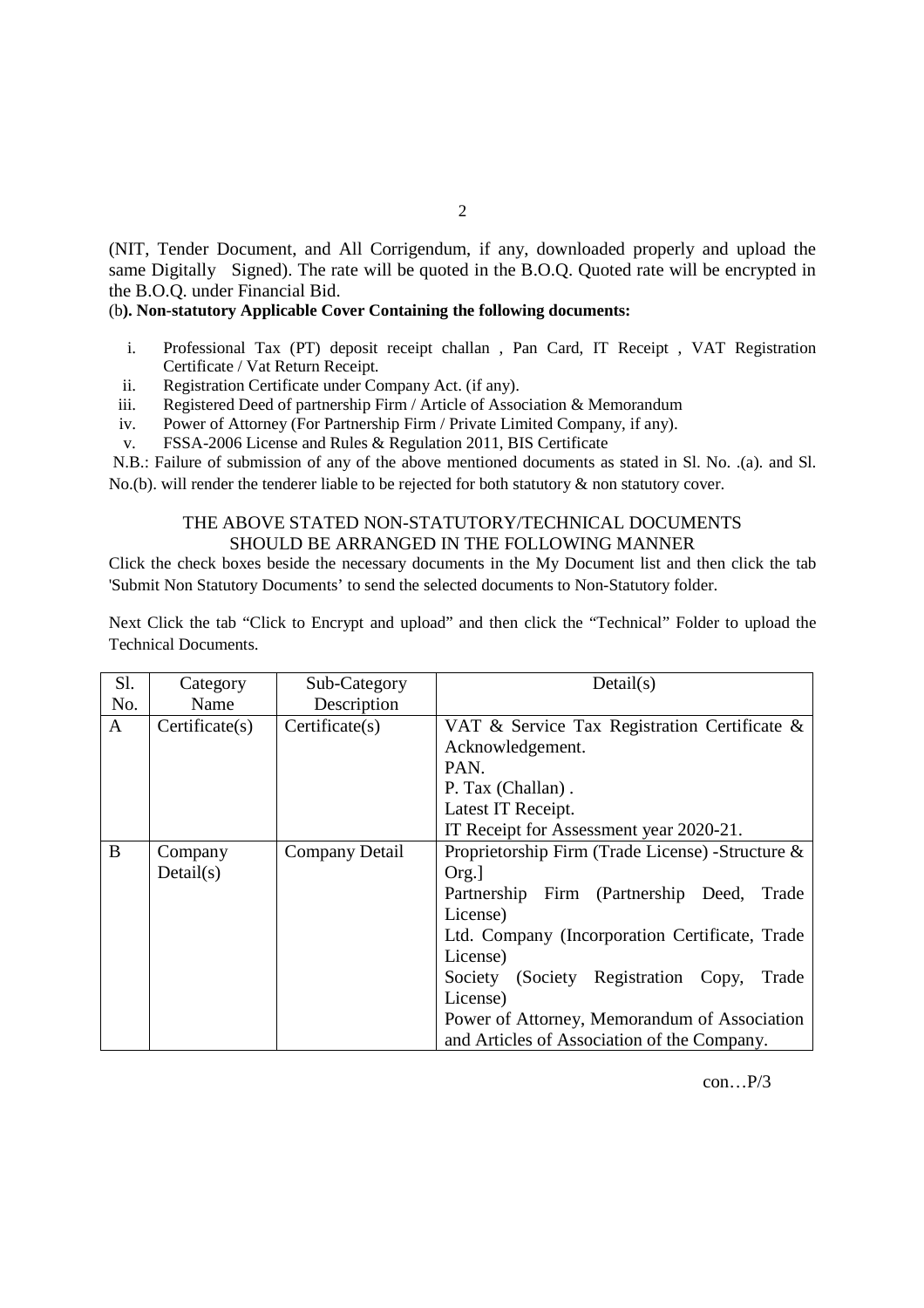(NIT, Tender Document, and All Corrigendum, if any, downloaded properly and upload the same Digitally Signed). The rate will be quoted in the B.O.Q. Quoted rate will be encrypted in the B.O.Q. under Financial Bid.

(b**). Non-statutory Applicable Cover Containing the following documents:**

i. Professional Tax (PT) deposit receipt challan , Pan Card, IT Receipt , VAT Registration Certificate / Vat Return Receipt.
ii. Registration Certificate under Company Act. (if any).
iii. Registered Deed of partnership Firm / Article of Association & Memorandum
iv. Power of Attorney (For Partnership Firm / Private Limited Company, if any).
v. FSSA-2006 License and Rules & Regulation 2011, BIS Certificate

N.B.: Failure of submission of any of the above mentioned documents as stated in Sl. No. .(a). and Sl. No.(b). will render the tenderer liable to be rejected for both statutory & non statutory cover.

THE ABOVE STATED NON-STATUTORY/TECHNICAL DOCUMENTS SHOULD BE ARRANGED IN THE FOLLOWING MANNER

Click the check boxes beside the necessary documents in the My Document list and then click the tab 'Submit Non Statutory Documents' to send the selected documents to Non-Statutory folder.

Next Click the tab "Click to Encrypt and upload" and then click the "Technical" Folder to upload the Technical Documents.

| Sl. No. | Category Name | Sub-Category Description | Detail(s) |
|---|---|---|---|
| A | Certificate(s) | Certificate(s) | VAT & Service Tax Registration Certificate & Acknowledgement.<br>PAN.<br>P. Tax (Challan) .<br>Latest IT Receipt.<br>IT Receipt for Assessment year 2020-21. |
| B | Company Detail(s) | Company Detail | Proprietorship Firm (Trade License) -Structure & Org.]<br>Partnership Firm (Partnership Deed, Trade License)<br>Ltd. Company (Incorporation Certificate, Trade License)<br>Society (Society Registration Copy, Trade License)<br>Power of Attorney, Memorandum of Association and Articles of Association of the Company. |

con…P/3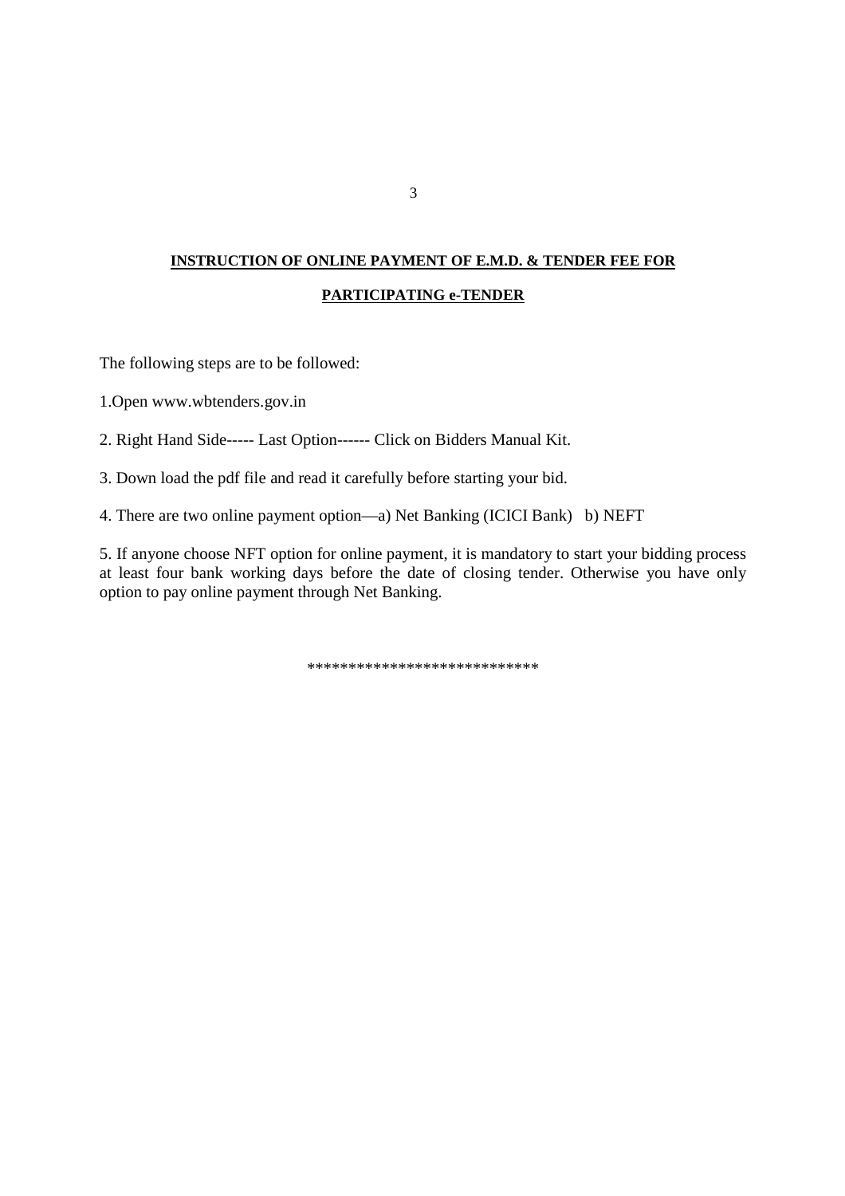**INSTRUCTION OF ONLINE PAYMENT OF E.M.D. & TENDER FEE FOR PARTICIPATING e-TENDER**

The following steps are to be followed:

1.Open www.wbtenders.gov.in

2. Right Hand Side----- Last Option------ Click on Bidders Manual Kit.

3. Down load the pdf file and read it carefully before starting your bid.

4. There are two online payment option—a) Net Banking (ICICI Bank) b) NEFT

5. If anyone choose NFT option for online payment, it is mandatory to start your bidding process at least four bank working days before the date of closing tender. Otherwise you have only option to pay online payment through Net Banking.

****************************